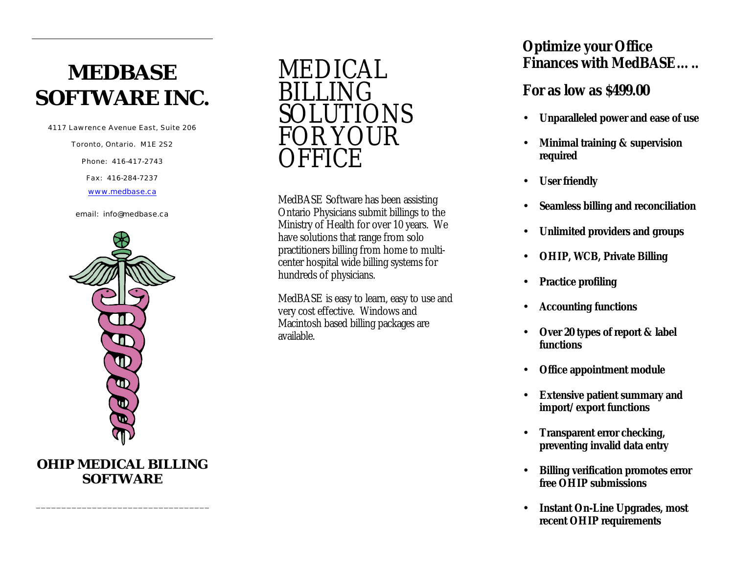# MEDBASE SOFTWARE INC.

4117 Lawrence Avenue East, Suite 206

Toronto, Ontario. M1E 2S2

Phone: 416-417-2743

Fax: 416-284-7237

www.medbase.ca

email: info@medbase.ca

## OHIP MEDICAL BILLING SOFTWARE

# MEDICAL BILLING SOLUTIONS FOR YOUR OFFICE

MedBASE Software has been assisting Ontario Physicians submit billings to the Ministry of Health for over 10 years. We have solutions that range from solo practitioners billing from home to multi-center hospital wide billing systems for hundreds of physicians.

MedBASE is easy to learn, easy to use and very cost effective. Windows and Macintosh based billing packages are available.

## Optimize your Office Finances with MedBASE…..

## For as low as $499.00

- **Unparalleled power and ease of use**
- **Minimal training & supervision required**
- **User friendly**
- **Seamless billing and reconciliation**
- **Unlimited providers and groups**
- **OHIP, WCB, Private Billing**
- **Practice profiling**
- **Accounting functions**
- **Over 20 types of report & label functions**
- **Office appointment module**
- **Extensive patient summary and import/export functions**
- **Transparent error checking, preventing invalid data entry**
- **Billing verification promotes error free OHIP submissions**
- **Instant On-Line Upgrades, most recent OHIP requirements**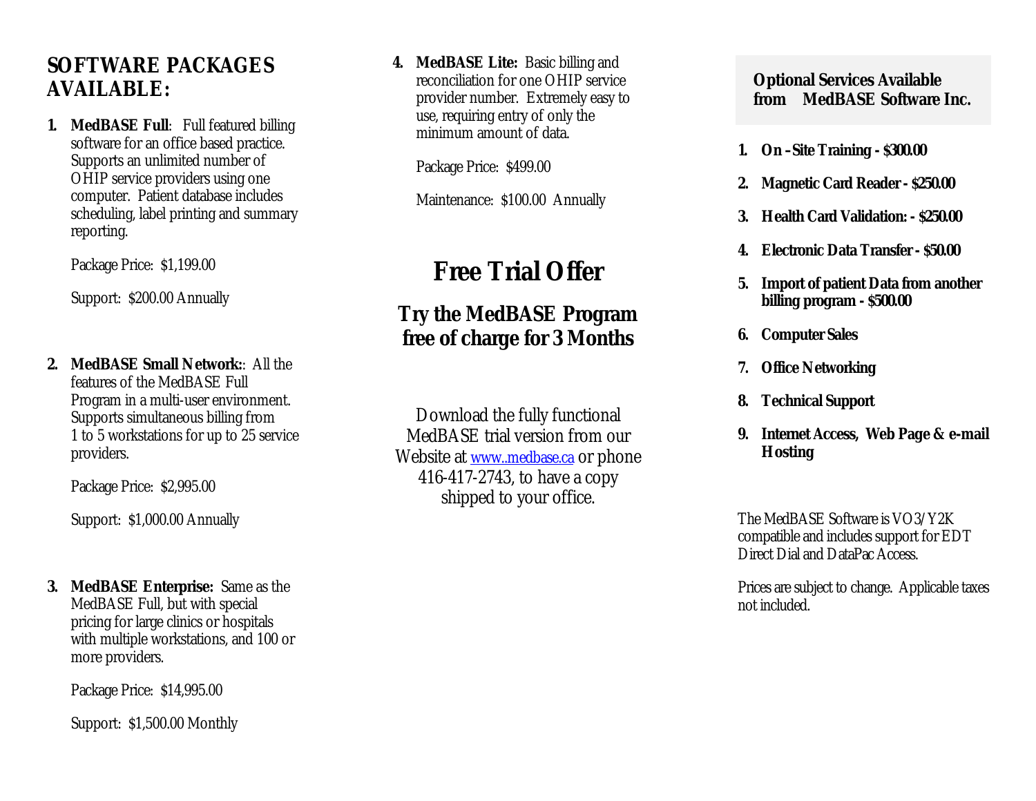## SOFTWARE PACKAGES AVAILABLE:

1. **MedBASE Full**: Full featured billing software for an office based practice. Supports an unlimited number of OHIP service providers using one computer. Patient database includes scheduling, label printing and summary reporting.

   Package Price: $1,199.00

   Support: $200.00 Annually

2. **MedBASE Small Network:**: All the features of the MedBASE Full Program in a multi-user environment. Supports simultaneous billing from 1 to 5 workstations for up to 25 service providers.

   Package Price: $2,995.00

   Support: $1,000.00 Annually

3. **MedBASE Enterprise:** Same as the MedBASE Full, but with special pricing for large clinics or hospitals with multiple workstations, and 100 or more providers.

   Package Price: $14,995.00

   Support: $1,500.00 Monthly

4. **MedBASE Lite:** Basic billing and reconciliation for one OHIP service provider number. Extremely easy to use, requiring entry of only the minimum amount of data.

   Package Price: $499.00

   Maintenance: $100.00 Annually

# Free Trial Offer

## Try the MedBASE Program free of charge for 3 Months

Download the fully functional MedBASE trial version from our Website at www..medbase.ca or phone 416-417-2743, to have a copy shipped to your office.

### Optional Services Available from MedBASE Software Inc.

1. **On –Site Training - $300.00**
2. **Magnetic Card Reader - $250.00**
3. **Health Card Validation: - $250.00**
4. **Electronic Data Transfer - $50.00**
5. **Import of patient Data from another billing program - $500.00**
6. **Computer Sales**
7. **Office Networking**
8. **Technical Support**
9. **Internet Access, Web Page & e-mail Hosting**

The MedBASE Software is VO3/Y2K compatible and includes support for EDT Direct Dial and DataPac Access.

Prices are subject to change. Applicable taxes not included.